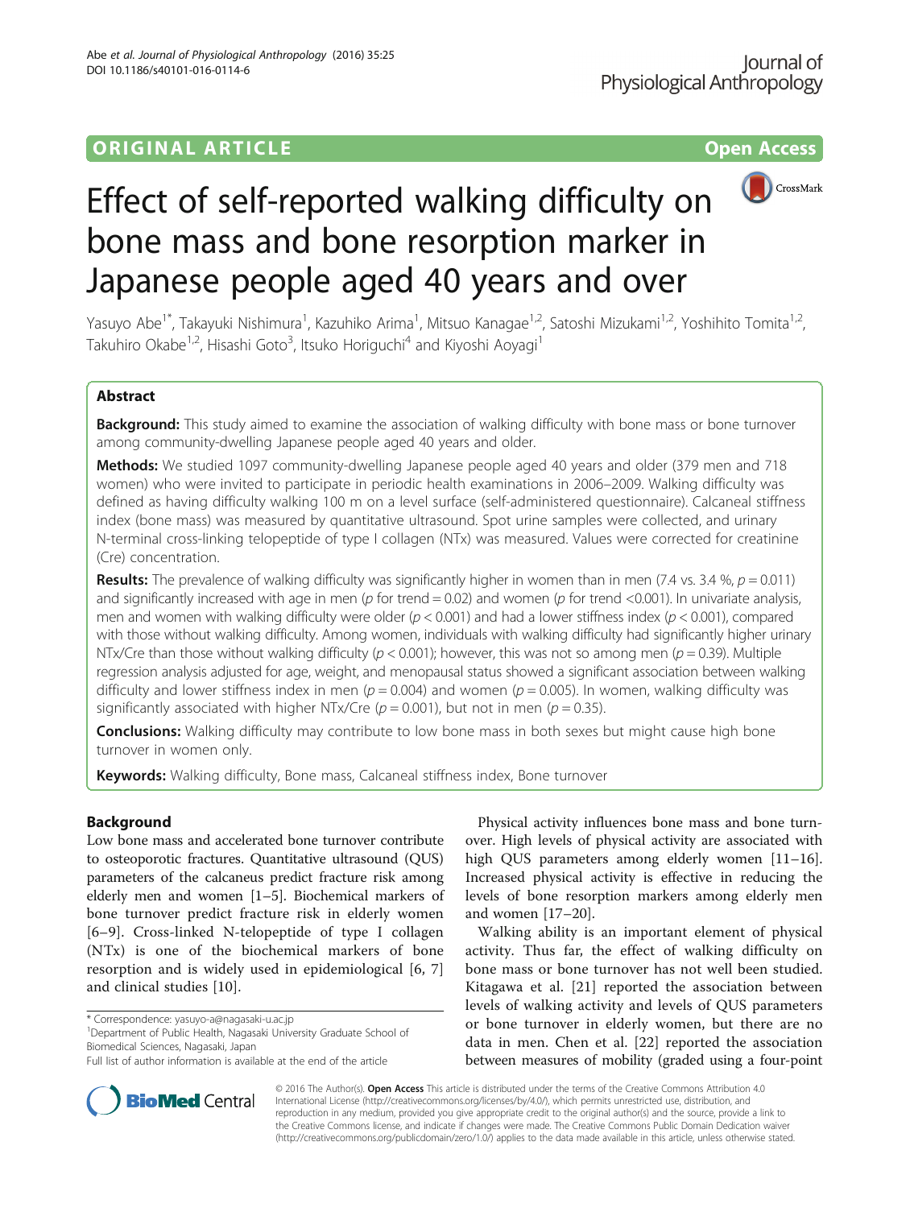ORIGINAL ARTICLE Open Access

# Effect of self-reported walking difficulty on bone mass and bone resorption marker in Japanese people aged 40 years and over

Yasuyo Abe[1*], Takayuki Nishimura[1], Kazuhiko Arima[1], Mitsuo Kanagae[1,2], Satoshi Mizukami[1,2], Yoshihito Tomita[1,2], Takuhiro Okabe[1,2], Hisashi Goto[3], Itsuko Horiguchi[4] and Kiyoshi Aoyagi[1]

## Abstract

**Background:** This study aimed to examine the association of walking difficulty with bone mass or bone turnover among community-dwelling Japanese people aged 40 years and older.

**Methods:** We studied 1097 community-dwelling Japanese people aged 40 years and older (379 men and 718 women) who were invited to participate in periodic health examinations in 2006–2009. Walking difficulty was defined as having difficulty walking 100 m on a level surface (self-administered questionnaire). Calcaneal stiffness index (bone mass) was measured by quantitative ultrasound. Spot urine samples were collected, and urinary N-terminal cross-linking telopeptide of type I collagen (NTx) was measured. Values were corrected for creatinine (Cre) concentration.

**Results:** The prevalence of walking difficulty was significantly higher in women than in men (7.4 vs. 3.4 %, $p = 0.011$) and significantly increased with age in men ($p$ for trend = 0.02) and women ($p$ for trend <0.001). In univariate analysis, men and women with walking difficulty were older ($p < 0.001$) and had a lower stiffness index ($p < 0.001$), compared with those without walking difficulty. Among women, individuals with walking difficulty had significantly higher urinary NTx/Cre than those without walking difficulty ($p < 0.001$); however, this was not so among men ($p = 0.39$). Multiple regression analysis adjusted for age, weight, and menopausal status showed a significant association between walking difficulty and lower stiffness index in men ($p = 0.004$) and women ($p = 0.005$). In women, walking difficulty was significantly associated with higher NTx/Cre ($p = 0.001$), but not in men ($p = 0.35$).

**Conclusions:** Walking difficulty may contribute to low bone mass in both sexes but might cause high bone turnover in women only.

**Keywords:** Walking difficulty, Bone mass, Calcaneal stiffness index, Bone turnover

## Background

Low bone mass and accelerated bone turnover contribute to osteoporotic fractures. Quantitative ultrasound (QUS) parameters of the calcaneus predict fracture risk among elderly men and women [1–5]. Biochemical markers of bone turnover predict fracture risk in elderly women [6–9]. Cross-linked N-telopeptide of type I collagen (NTx) is one of the biochemical markers of bone resorption and is widely used in epidemiological [6, 7] and clinical studies [10].

Physical activity influences bone mass and bone turnover. High levels of physical activity are associated with high QUS parameters among elderly women [11–16]. Increased physical activity is effective in reducing the levels of bone resorption markers among elderly men and women [17–20].

Walking ability is an important element of physical activity. Thus far, the effect of walking difficulty on bone mass or bone turnover has not well been studied. Kitagawa et al. [21] reported the association between levels of walking activity and levels of QUS parameters or bone turnover in elderly women, but there are no data in men. Chen et al. [22] reported the association between measures of mobility (graded using a four-point

\* Correspondence: yasuyo-a@nagasaki-u.ac.jp
[1]Department of Public Health, Nagasaki University Graduate School of Biomedical Sciences, Nagasaki, Japan
Full list of author information is available at the end of the article

© 2016 The Author(s). **Open Access** This article is distributed under the terms of the Creative Commons Attribution 4.0 International License (http://creativecommons.org/licenses/by/4.0/), which permits unrestricted use, distribution, and reproduction in any medium, provided you give appropriate credit to the original author(s) and the source, provide a link to the Creative Commons license, and indicate if changes were made. The Creative Commons Public Domain Dedication waiver (http://creativecommons.org/publicdomain/zero/1.0/) applies to the data made available in this article, unless otherwise stated.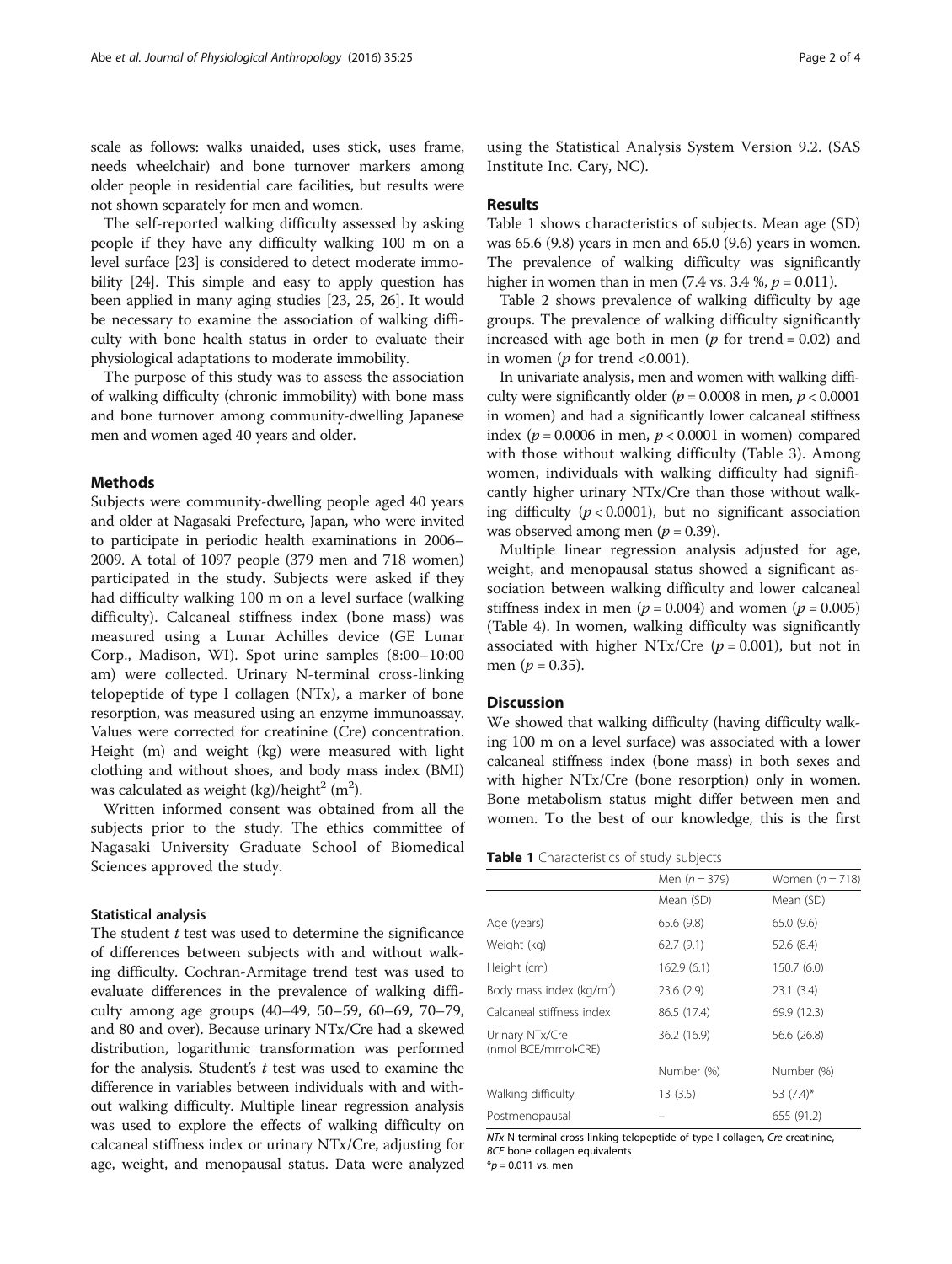scale as follows: walks unaided, uses stick, uses frame, needs wheelchair) and bone turnover markers among older people in residential care facilities, but results were not shown separately for men and women.

The self-reported walking difficulty assessed by asking people if they have any difficulty walking 100 m on a level surface [23] is considered to detect moderate immobility [24]. This simple and easy to apply question has been applied in many aging studies [23, 25, 26]. It would be necessary to examine the association of walking difficulty with bone health status in order to evaluate their physiological adaptations to moderate immobility.

The purpose of this study was to assess the association of walking difficulty (chronic immobility) with bone mass and bone turnover among community-dwelling Japanese men and women aged 40 years and older.

## Methods

Subjects were community-dwelling people aged 40 years and older at Nagasaki Prefecture, Japan, who were invited to participate in periodic health examinations in 2006–2009. A total of 1097 people (379 men and 718 women) participated in the study. Subjects were asked if they had difficulty walking 100 m on a level surface (walking difficulty). Calcaneal stiffness index (bone mass) was measured using a Lunar Achilles device (GE Lunar Corp., Madison, WI). Spot urine samples (8:00–10:00 am) were collected. Urinary N-terminal cross-linking telopeptide of type I collagen (NTx), a marker of bone resorption, was measured using an enzyme immunoassay. Values were corrected for creatinine (Cre) concentration. Height (m) and weight (kg) were measured with light clothing and without shoes, and body mass index (BMI) was calculated as weight (kg)/height$^2$ (m$^2$).

Written informed consent was obtained from all the subjects prior to the study. The ethics committee of Nagasaki University Graduate School of Biomedical Sciences approved the study.

### Statistical analysis

The student $t$ test was used to determine the significance of differences between subjects with and without walking difficulty. Cochran-Armitage trend test was used to evaluate differences in the prevalence of walking difficulty among age groups (40–49, 50–59, 60–69, 70–79, and 80 and over). Because urinary NTx/Cre had a skewed distribution, logarithmic transformation was performed for the analysis. Student's $t$ test was used to examine the difference in variables between individuals with and without walking difficulty. Multiple linear regression analysis was used to explore the effects of walking difficulty on calcaneal stiffness index or urinary NTx/Cre, adjusting for age, weight, and menopausal status. Data were analyzed using the Statistical Analysis System Version 9.2. (SAS Institute Inc. Cary, NC).

## Results

Table 1 shows characteristics of subjects. Mean age (SD) was 65.6 (9.8) years in men and 65.0 (9.6) years in women. The prevalence of walking difficulty was significantly higher in women than in men (7.4 vs. 3.4 %, $p = 0.011$).

Table 2 shows prevalence of walking difficulty by age groups. The prevalence of walking difficulty significantly increased with age both in men ($p$ for trend = 0.02) and in women ($p$ for trend <0.001).

In univariate analysis, men and women with walking difficulty were significantly older ($p = 0.0008$ in men, $p < 0.0001$ in women) and had a significantly lower calcaneal stiffness index ($p = 0.0006$ in men, $p < 0.0001$ in women) compared with those without walking difficulty (Table 3). Among women, individuals with walking difficulty had significantly higher urinary NTx/Cre than those without walking difficulty ($p < 0.0001$), but no significant association was observed among men ($p = 0.39$).

Multiple linear regression analysis adjusted for age, weight, and menopausal status showed a significant association between walking difficulty and lower calcaneal stiffness index in men ($p = 0.004$) and women ($p = 0.005$) (Table 4). In women, walking difficulty was significantly associated with higher NTx/Cre ($p = 0.001$), but not in men ($p = 0.35$).

## Discussion

We showed that walking difficulty (having difficulty walking 100 m on a level surface) was associated with a lower calcaneal stiffness index (bone mass) in both sexes and with higher NTx/Cre (bone resorption) only in women. Bone metabolism status might differ between men and women. To the best of our knowledge, this is the first

**Table 1** Characteristics of study subjects

| | Men ($n = 379$) | Women ($n = 718$) |
|---|---|---|
| | Mean (SD) | Mean (SD) |
| Age (years) | 65.6 (9.8) | 65.0 (9.6) |
| Weight (kg) | 62.7 (9.1) | 52.6 (8.4) |
| Height (cm) | 162.9 (6.1) | 150.7 (6.0) |
| Body mass index (kg/m$^2$) | 23.6 (2.9) | 23.1 (3.4) |
| Calcaneal stiffness index | 86.5 (17.4) | 69.9 (12.3) |
| Urinary NTx/Cre (nmol BCE/mmol•CRE) | 36.2 (16.9) | 56.6 (26.8) |
| | Number (%) | Number (%) |
| Walking difficulty | 13 (3.5) | 53 (7.4)* |
| Postmenopausal | – | 655 (91.2) |

*NTx* N-terminal cross-linking telopeptide of type I collagen, *Cre* creatinine, *BCE* bone collagen equivalents
*$p = 0.011$ vs. men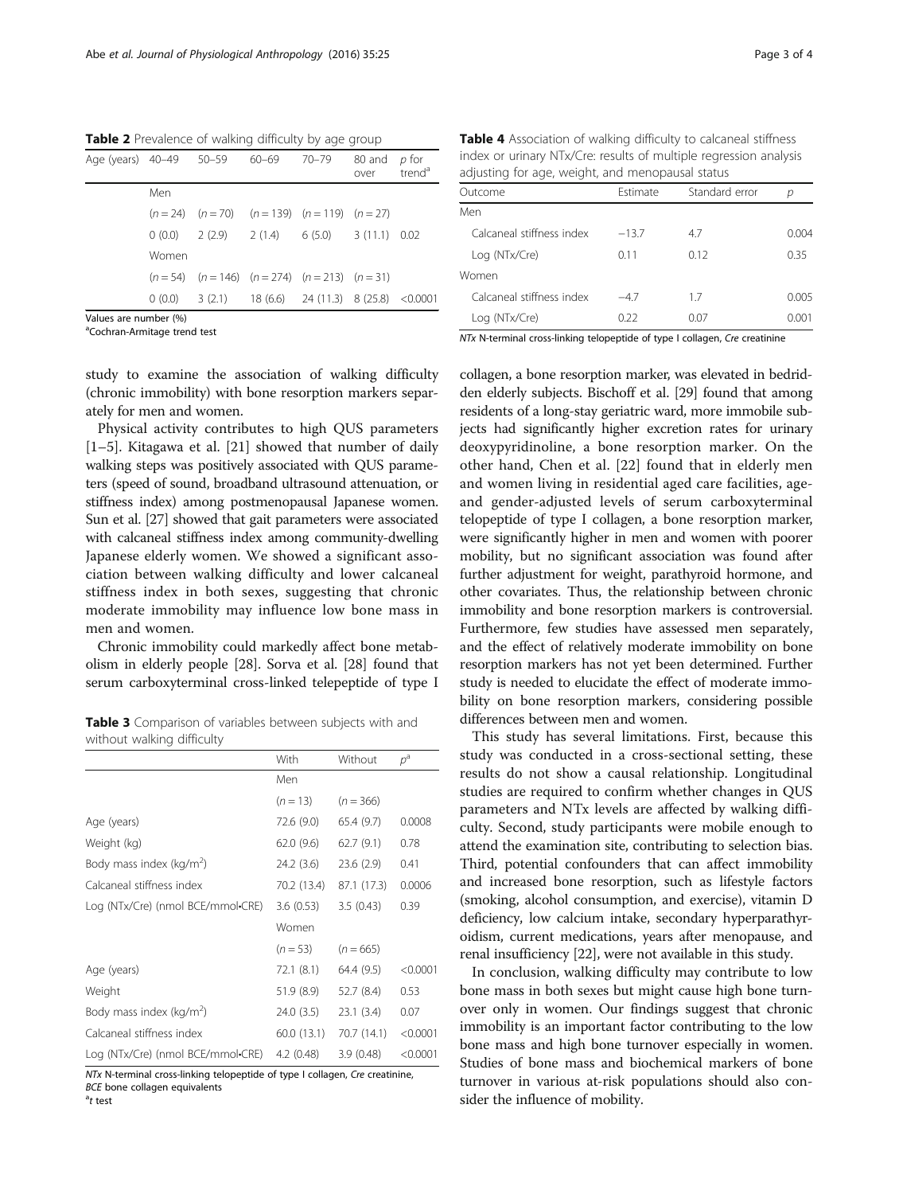**Table 2** Prevalence of walking difficulty by age group

| Age (years) | 40–49 | 50–59 | 60–69 | 70–79 | 80 and over | p for trend[a] |
|---|---|---|---|---|---|---|
| | Men | | | | | |
| | (n = 24) | (n = 70) | (n = 139) | (n = 119) | (n = 27) | |
| | 0 (0.0) | 2 (2.9) | 2 (1.4) | 6 (5.0) | 3 (11.1) | 0.02 |
| | Women | | | | | |
| | (n = 54) | (n = 146) | (n = 274) | (n = 213) | (n = 31) | |
| | 0 (0.0) | 3 (2.1) | 18 (6.6) | 24 (11.3) | 8 (25.8) | <0.0001 |

Values are number (%)
[a]Cochran-Armitage trend test

**Table 4** Association of walking difficulty to calcaneal stiffness index or urinary NTx/Cre: results of multiple regression analysis adjusting for age, weight, and menopausal status

| Outcome | Estimate | Standard error | p |
|---|---|---|---|
| Men | | | |
| Calcaneal stiffness index | −13.7 | 4.7 | 0.004 |
| Log (NTx/Cre) | 0.11 | 0.12 | 0.35 |
| Women | | | |
| Calcaneal stiffness index | −4.7 | 1.7 | 0.005 |
| Log (NTx/Cre) | 0.22 | 0.07 | 0.001 |

*NTx* N-terminal cross-linking telopeptide of type I collagen, *Cre* creatinine

study to examine the association of walking difficulty (chronic immobility) with bone resorption markers separately for men and women.

Physical activity contributes to high QUS parameters [1–5]. Kitagawa et al. [21] showed that number of daily walking steps was positively associated with QUS parameters (speed of sound, broadband ultrasound attenuation, or stiffness index) among postmenopausal Japanese women. Sun et al. [27] showed that gait parameters were associated with calcaneal stiffness index among community-dwelling Japanese elderly women. We showed a significant association between walking difficulty and lower calcaneal stiffness index in both sexes, suggesting that chronic moderate immobility may influence low bone mass in men and women.

Chronic immobility could markedly affect bone metabolism in elderly people [28]. Sorva et al. [28] found that serum carboxyterminal cross-linked telepeptide of type I collagen, a bone resorption marker, was elevated in bedridden elderly subjects. Bischoff et al. [29] found that among residents of a long-stay geriatric ward, more immobile subjects had significantly higher excretion rates for urinary deoxypyridinoline, a bone resorption marker. On the other hand, Chen et al. [22] found that in elderly men and women living in residential aged care facilities, age- and gender-adjusted levels of serum carboxyterminal telopeptide of type I collagen, a bone resorption marker, were significantly higher in men and women with poorer mobility, but no significant association was found after further adjustment for weight, parathyroid hormone, and other covariates. Thus, the relationship between chronic immobility and bone resorption markers is controversial. Furthermore, few studies have assessed men separately, and the effect of relatively moderate immobility on bone resorption markers has not yet been determined. Further study is needed to elucidate the effect of moderate immobility on bone resorption markers, considering possible differences between men and women.

**Table 3** Comparison of variables between subjects with and without walking difficulty

| | With | Without | p[a] |
|---|---|---|---|
| | Men | | |
| | (n = 13) | (n = 366) | |
| Age (years) | 72.6 (9.0) | 65.4 (9.7) | 0.0008 |
| Weight (kg) | 62.0 (9.6) | 62.7 (9.1) | 0.78 |
| Body mass index (kg/m$^2$) | 24.2 (3.6) | 23.6 (2.9) | 0.41 |
| Calcaneal stiffness index | 70.2 (13.4) | 87.1 (17.3) | 0.0006 |
| Log (NTx/Cre) (nmol BCE/mmol•CRE) | 3.6 (0.53) | 3.5 (0.43) | 0.39 |
| | Women | | |
| | (n = 53) | (n = 665) | |
| Age (years) | 72.1 (8.1) | 64.4 (9.5) | <0.0001 |
| Weight | 51.9 (8.9) | 52.7 (8.4) | 0.53 |
| Body mass index (kg/m$^2$) | 24.0 (3.5) | 23.1 (3.4) | 0.07 |
| Calcaneal stiffness index | 60.0 (13.1) | 70.7 (14.1) | <0.0001 |
| Log (NTx/Cre) (nmol BCE/mmol•CRE) | 4.2 (0.48) | 3.9 (0.48) | <0.0001 |

*NTx* N-terminal cross-linking telopeptide of type I collagen, *Cre* creatinine, *BCE* bone collagen equivalents
[a]*t* test

This study has several limitations. First, because this study was conducted in a cross-sectional setting, these results do not show a causal relationship. Longitudinal studies are required to confirm whether changes in QUS parameters and NTx levels are affected by walking difficulty. Second, study participants were mobile enough to attend the examination site, contributing to selection bias. Third, potential confounders that can affect immobility and increased bone resorption, such as lifestyle factors (smoking, alcohol consumption, and exercise), vitamin D deficiency, low calcium intake, secondary hyperparathyroidism, current medications, years after menopause, and renal insufficiency [22], were not available in this study.

In conclusion, walking difficulty may contribute to low bone mass in both sexes but might cause high bone turnover only in women. Our findings suggest that chronic immobility is an important factor contributing to the low bone mass and high bone turnover especially in women. Studies of bone mass and biochemical markers of bone turnover in various at-risk populations should also consider the influence of mobility.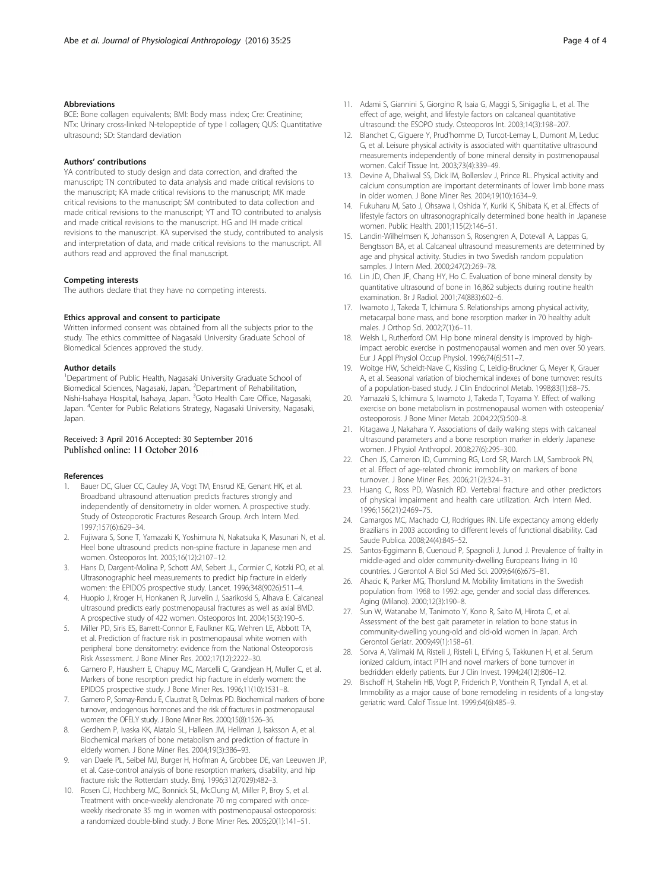#### Abbreviations

BCE: Bone collagen equivalents; BMI: Body mass index; Cre: Creatinine; NTx: Urinary cross-linked N-telopeptide of type I collagen; QUS: Quantitative ultrasound; SD: Standard deviation

#### Authors' contributions

YA contributed to study design and data correction, and drafted the manuscript; TN contributed to data analysis and made critical revisions to the manuscript; KA made critical revisions to the manuscript; MK made critical revisions to the manuscript; SM contributed to data collection and made critical revisions to the manuscript; YT and TO contributed to analysis and made critical revisions to the manuscript. HG and IH made critical revisions to the manuscript. KA supervised the study, contributed to analysis and interpretation of data, and made critical revisions to the manuscript. All authors read and approved the final manuscript.

#### Competing interests

The authors declare that they have no competing interests.

#### Ethics approval and consent to participate

Written informed consent was obtained from all the subjects prior to the study. The ethics committee of Nagasaki University Graduate School of Biomedical Sciences approved the study.

#### Author details

[1]Department of Public Health, Nagasaki University Graduate School of Biomedical Sciences, Nagasaki, Japan. [2]Department of Rehabilitation, Nishi-Isahaya Hospital, Isahaya, Japan. [3]Goto Health Care Office, Nagasaki, Japan. [4]Center for Public Relations Strategy, Nagasaki University, Nagasaki, Japan.

Received: 3 April 2016 Accepted: 30 September 2016
Published online: 11 October 2016

#### References

1. Bauer DC, Gluer CC, Cauley JA, Vogt TM, Ensrud KE, Genant HK, et al. Broadband ultrasound attenuation predicts fractures strongly and independently of densitometry in older women. A prospective study. Study of Osteoporotic Fractures Research Group. Arch Intern Med. 1997;157(6):629–34.
2. Fujiwara S, Sone T, Yamazaki K, Yoshimura N, Nakatsuka K, Masunari N, et al. Heel bone ultrasound predicts non-spine fracture in Japanese men and women. Osteoporos Int. 2005;16(12):2107–12.
3. Hans D, Dargent-Molina P, Schott AM, Sebert JL, Cormier C, Kotzki PO, et al. Ultrasonographic heel measurements to predict hip fracture in elderly women: the EPIDOS prospective study. Lancet. 1996;348(9026):511–4.
4. Huopio J, Kroger H, Honkanen R, Jurvelin J, Saarikoski S, Alhava E. Calcaneal ultrasound predicts early postmenopausal fractures as well as axial BMD. A prospective study of 422 women. Osteoporos Int. 2004;15(3):190–5.
5. Miller PD, Siris ES, Barrett-Connor E, Faulkner KG, Wehren LE, Abbott TA, et al. Prediction of fracture risk in postmenopausal white women with peripheral bone densitometry: evidence from the National Osteoporosis Risk Assessment. J Bone Miner Res. 2002;17(12):2222–30.
6. Garnero P, Hausherr E, Chapuy MC, Marcelli C, Grandjean H, Muller C, et al. Markers of bone resorption predict hip fracture in elderly women: the EPIDOS prospective study. J Bone Miner Res. 1996;11(10):1531–8.
7. Garnero P, Sornay-Rendu E, Claustrat B, Delmas PD. Biochemical markers of bone turnover, endogenous hormones and the risk of fractures in postmenopausal women: the OFELY study. J Bone Miner Res. 2000;15(8):1526–36.
8. Gerdhem P, Ivaska KK, Alatalo SL, Halleen JM, Hellman J, Isaksson A, et al. Biochemical markers of bone metabolism and prediction of fracture in elderly women. J Bone Miner Res. 2004;19(3):386–93.
9. van Daele PL, Seibel MJ, Burger H, Hofman A, Grobbee DE, van Leeuwen JP, et al. Case-control analysis of bone resorption markers, disability, and hip fracture risk: the Rotterdam study. Bmj. 1996;312(7029):482–3.
10. Rosen CJ, Hochberg MC, Bonnick SL, McClung M, Miller P, Broy S, et al. Treatment with once-weekly alendronate 70 mg compared with once-weekly risedronate 35 mg in women with postmenopausal osteoporosis: a randomized double-blind study. J Bone Miner Res. 2005;20(1):141–51.
11. Adami S, Giannini S, Giorgino R, Isaia G, Maggi S, Sinigaglia L, et al. The effect of age, weight, and lifestyle factors on calcaneal quantitative ultrasound: the ESOPO study. Osteoporos Int. 2003;14(3):198–207.
12. Blanchet C, Giguere Y, Prud'homme D, Turcot-Lemay L, Dumont M, Leduc G, et al. Leisure physical activity is associated with quantitative ultrasound measurements independently of bone mineral density in postmenopausal women. Calcif Tissue Int. 2003;73(4):339–49.
13. Devine A, Dhaliwal SS, Dick IM, Bollerslev J, Prince RL. Physical activity and calcium consumption are important determinants of lower limb bone mass in older women. J Bone Miner Res. 2004;19(10):1634–9.
14. Fukuharu M, Sato J, Ohsawa I, Oshida Y, Kuriki K, Shibata K, et al. Effects of lifestyle factors on ultrasonographically determined bone health in Japanese women. Public Health. 2001;115(2):146–51.
15. Landin-Wilhelmsen K, Johansson S, Rosengren A, Dotevall A, Lappas G, Bengtsson BA, et al. Calcaneal ultrasound measurements are determined by age and physical activity. Studies in two Swedish random population samples. J Intern Med. 2000;247(2):269–78.
16. Lin JD, Chen JF, Chang HY, Ho C. Evaluation of bone mineral density by quantitative ultrasound of bone in 16,862 subjects during routine health examination. Br J Radiol. 2001;74(883):602–6.
17. Iwamoto J, Takeda T, Ichimura S. Relationships among physical activity, metacarpal bone mass, and bone resorption marker in 70 healthy adult males. J Orthop Sci. 2002;7(1):6–11.
18. Welsh L, Rutherford OM. Hip bone mineral density is improved by high-impact aerobic exercise in postmenopausal women and men over 50 years. Eur J Appl Physiol Occup Physiol. 1996;74(6):511–7.
19. Woitge HW, Scheidt-Nave C, Kissling C, Leidig-Bruckner G, Meyer K, Grauer A, et al. Seasonal variation of biochemical indexes of bone turnover: results of a population-based study. J Clin Endocrinol Metab. 1998;83(1):68–75.
20. Yamazaki S, Ichimura S, Iwamoto J, Takeda T, Toyama Y. Effect of walking exercise on bone metabolism in postmenopausal women with osteopenia/osteoporosis. J Bone Miner Metab. 2004;22(5):500–8.
21. Kitagawa J, Nakahara Y. Associations of daily walking steps with calcaneal ultrasound parameters and a bone resorption marker in elderly Japanese women. J Physiol Anthropol. 2008;27(6):295–300.
22. Chen JS, Cameron ID, Cumming RG, Lord SR, March LM, Sambrook PN, et al. Effect of age-related chronic immobility on markers of bone turnover. J Bone Miner Res. 2006;21(2):324–31.
23. Huang C, Ross PD, Wasnich RD. Vertebral fracture and other predictors of physical impairment and health care utilization. Arch Intern Med. 1996;156(21):2469–75.
24. Camargos MC, Machado CJ, Rodrigues RN. Life expectancy among elderly Brazilians in 2003 according to different levels of functional disability. Cad Saude Publica. 2008;24(4):845–52.
25. Santos-Eggimann B, Cuenoud P, Spagnoli J, Junod J. Prevalence of frailty in middle-aged and older community-dwelling Europeans living in 10 countries. J Gerontol A Biol Sci Med Sci. 2009;64(6):675–81.
26. Ahacic K, Parker MG, Thorslund M. Mobility limitations in the Swedish population from 1968 to 1992: age, gender and social class differences. Aging (Milano). 2000;12(3):190–8.
27. Sun W, Watanabe M, Tanimoto Y, Kono R, Saito M, Hirota C, et al. Assessment of the best gait parameter in relation to bone status in community-dwelling young-old and old-old women in Japan. Arch Gerontol Geriatr. 2009;49(1):158–61.
28. Sorva A, Valimaki M, Risteli J, Risteli L, Elfving S, Takkunen H, et al. Serum ionized calcium, intact PTH and novel markers of bone turnover in bedridden elderly patients. Eur J Clin Invest. 1994;24(12):806–12.
29. Bischoff H, Stahelin HB, Vogt P, Friderich P, Vonthein R, Tyndall A, et al. Immobility as a major cause of bone remodeling in residents of a long-stay geriatric ward. Calcif Tissue Int. 1999;64(6):485–9.